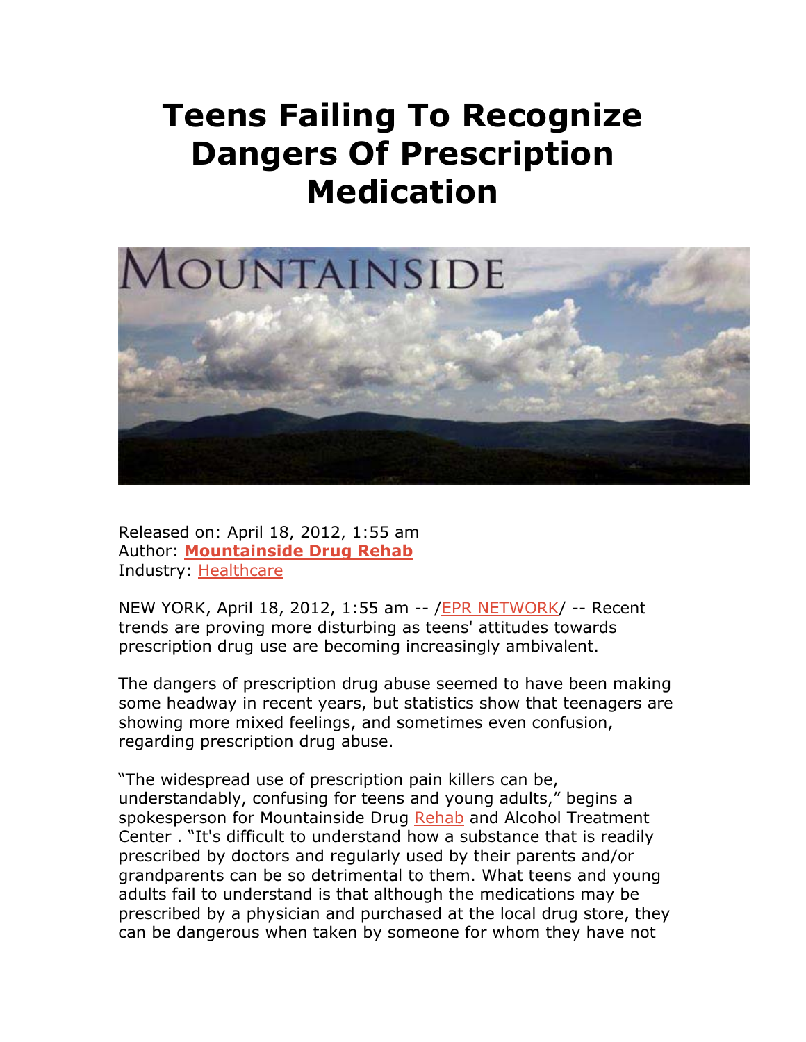# Teens Failing To Recognize Dangers Of Prescription Medication

Released on: April 18, 2012, 1:55 am
Author: **Mountainside Drug Rehab**
Industry: Healthcare

NEW YORK, April 18, 2012, 1:55 am -- /EPR NETWORK/ -- Recent trends are proving more disturbing as teens' attitudes towards prescription drug use are becoming increasingly ambivalent.

The dangers of prescription drug abuse seemed to have been making some headway in recent years, but statistics show that teenagers are showing more mixed feelings, and sometimes even confusion, regarding prescription drug abuse.

"The widespread use of prescription pain killers can be, understandably, confusing for teens and young adults," begins a spokesperson for Mountainside Drug Rehab and Alcohol Treatment Center . "It's difficult to understand how a substance that is readily prescribed by doctors and regularly used by their parents and/or grandparents can be so detrimental to them. What teens and young adults fail to understand is that although the medications may be prescribed by a physician and purchased at the local drug store, they can be dangerous when taken by someone for whom they have not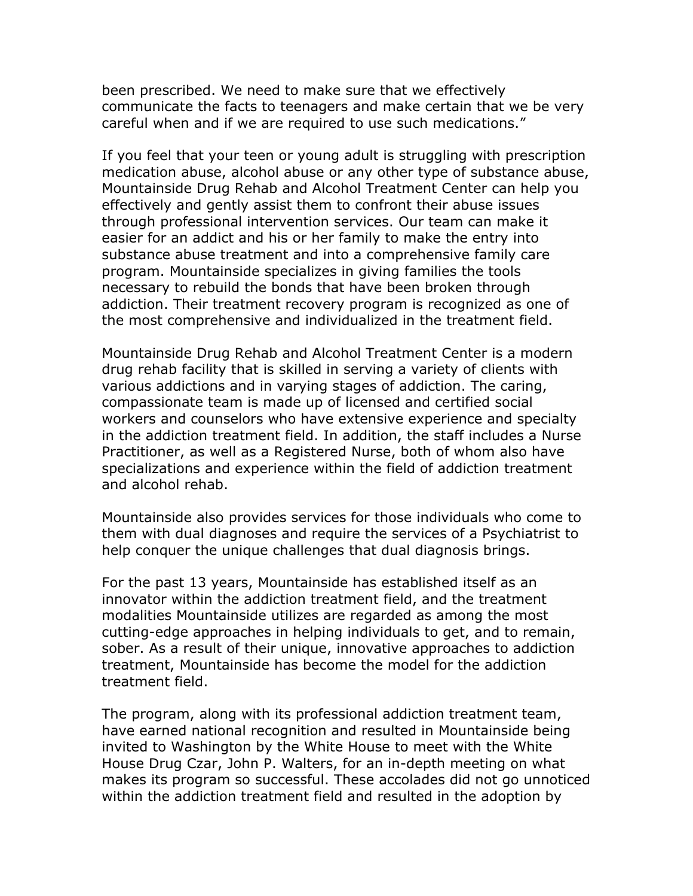been prescribed. We need to make sure that we effectively communicate the facts to teenagers and make certain that we be very careful when and if we are required to use such medications."

If you feel that your teen or young adult is struggling with prescription medication abuse, alcohol abuse or any other type of substance abuse, Mountainside Drug Rehab and Alcohol Treatment Center can help you effectively and gently assist them to confront their abuse issues through professional intervention services. Our team can make it easier for an addict and his or her family to make the entry into substance abuse treatment and into a comprehensive family care program. Mountainside specializes in giving families the tools necessary to rebuild the bonds that have been broken through addiction. Their treatment recovery program is recognized as one of the most comprehensive and individualized in the treatment field.

Mountainside Drug Rehab and Alcohol Treatment Center is a modern drug rehab facility that is skilled in serving a variety of clients with various addictions and in varying stages of addiction. The caring, compassionate team is made up of licensed and certified social workers and counselors who have extensive experience and specialty in the addiction treatment field. In addition, the staff includes a Nurse Practitioner, as well as a Registered Nurse, both of whom also have specializations and experience within the field of addiction treatment and alcohol rehab.

Mountainside also provides services for those individuals who come to them with dual diagnoses and require the services of a Psychiatrist to help conquer the unique challenges that dual diagnosis brings.

For the past 13 years, Mountainside has established itself as an innovator within the addiction treatment field, and the treatment modalities Mountainside utilizes are regarded as among the most cutting-edge approaches in helping individuals to get, and to remain, sober. As a result of their unique, innovative approaches to addiction treatment, Mountainside has become the model for the addiction treatment field.

The program, along with its professional addiction treatment team, have earned national recognition and resulted in Mountainside being invited to Washington by the White House to meet with the White House Drug Czar, John P. Walters, for an in-depth meeting on what makes its program so successful. These accolades did not go unnoticed within the addiction treatment field and resulted in the adoption by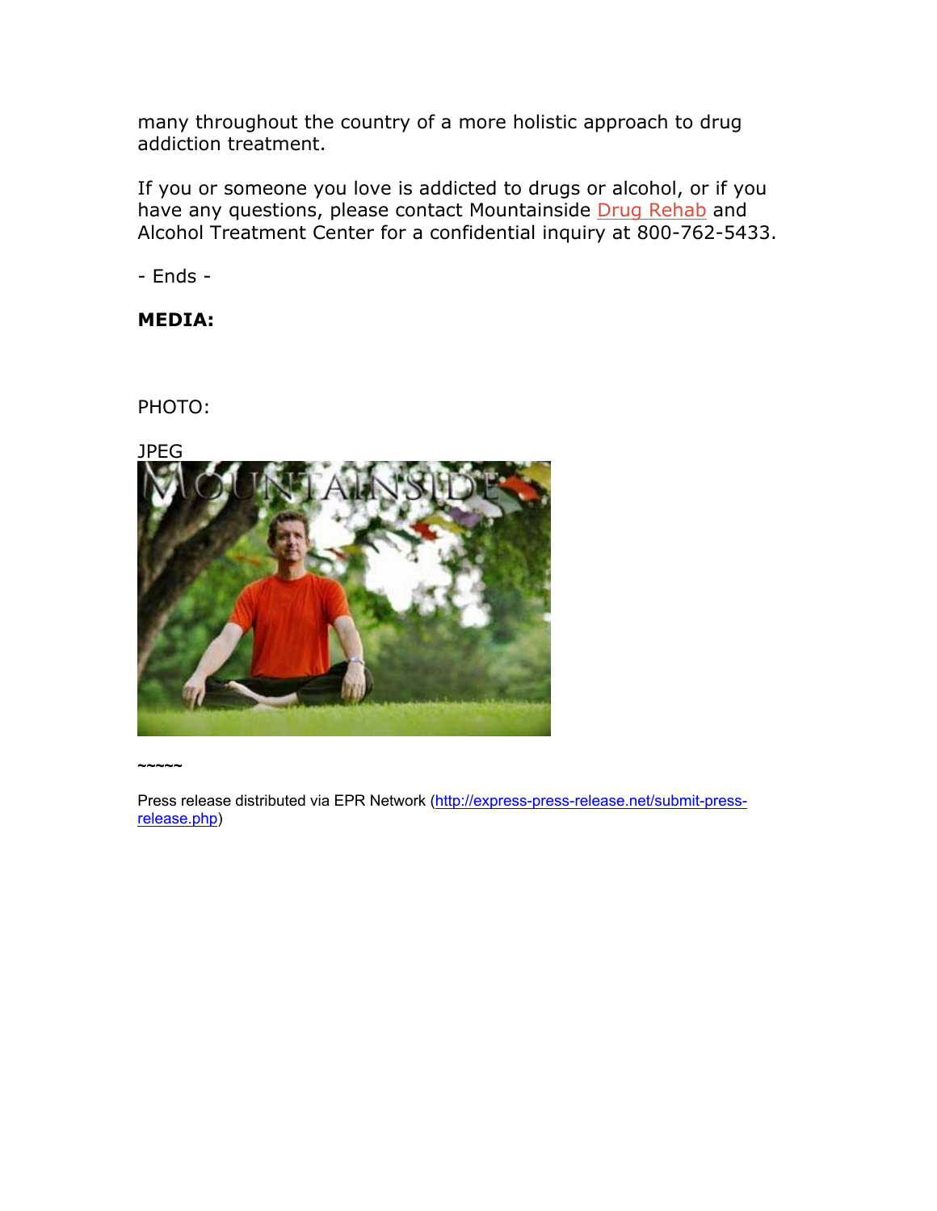many throughout the country of a more holistic approach to drug addiction treatment.

If you or someone you love is addicted to drugs or alcohol, or if you have any questions, please contact Mountainside [Drug Rehab](#) and Alcohol Treatment Center for a confidential inquiry at 800-762-5433.

- Ends -

**MEDIA:**

PHOTO:

JPEG

~~~~~

Press release distributed via EPR Network (http://express-press-release.net/submit-press-release.php)